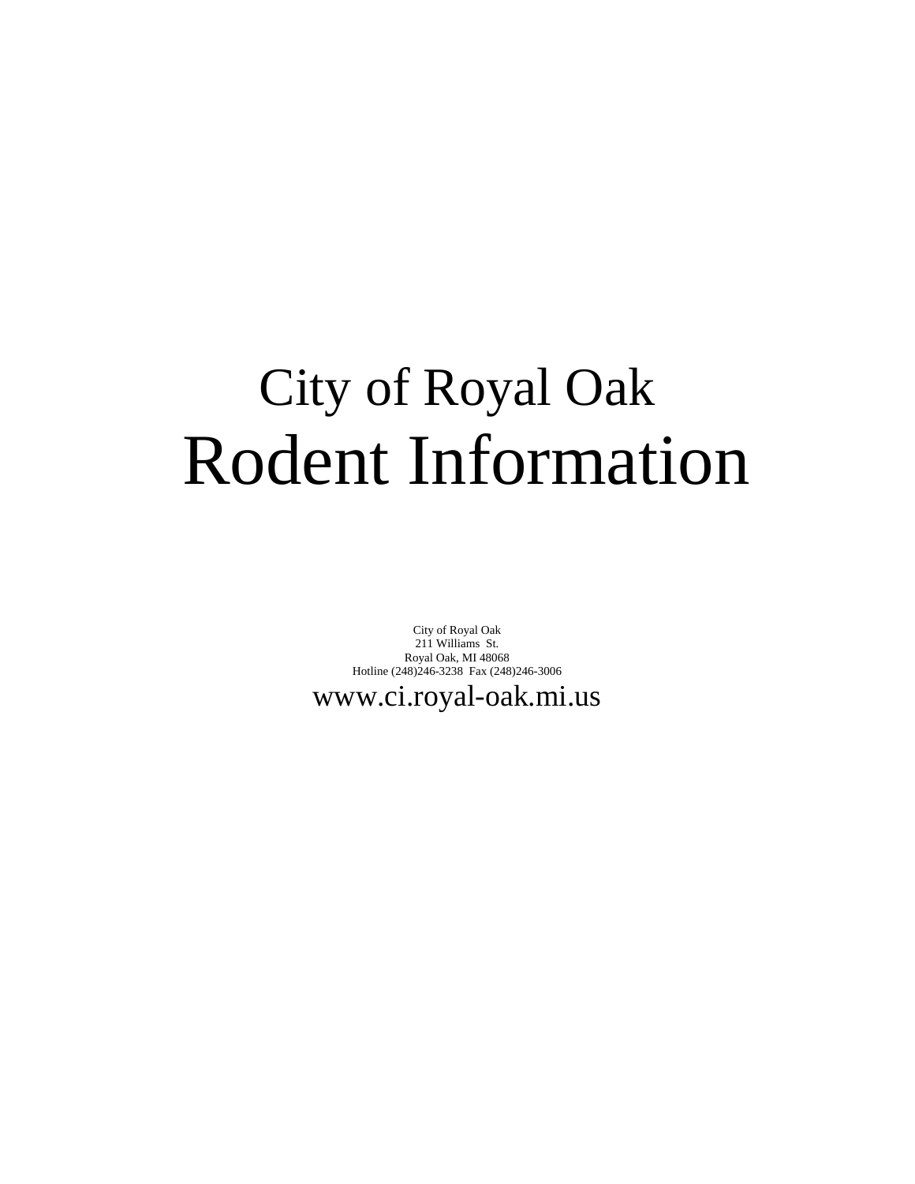# City of Royal Oak

# Rodent Information

City of Royal Oak
211 Williams St.
Royal Oak, MI 48068
Hotline (248)246-3238 Fax (248)246-3006

www.ci.royal-oak.mi.us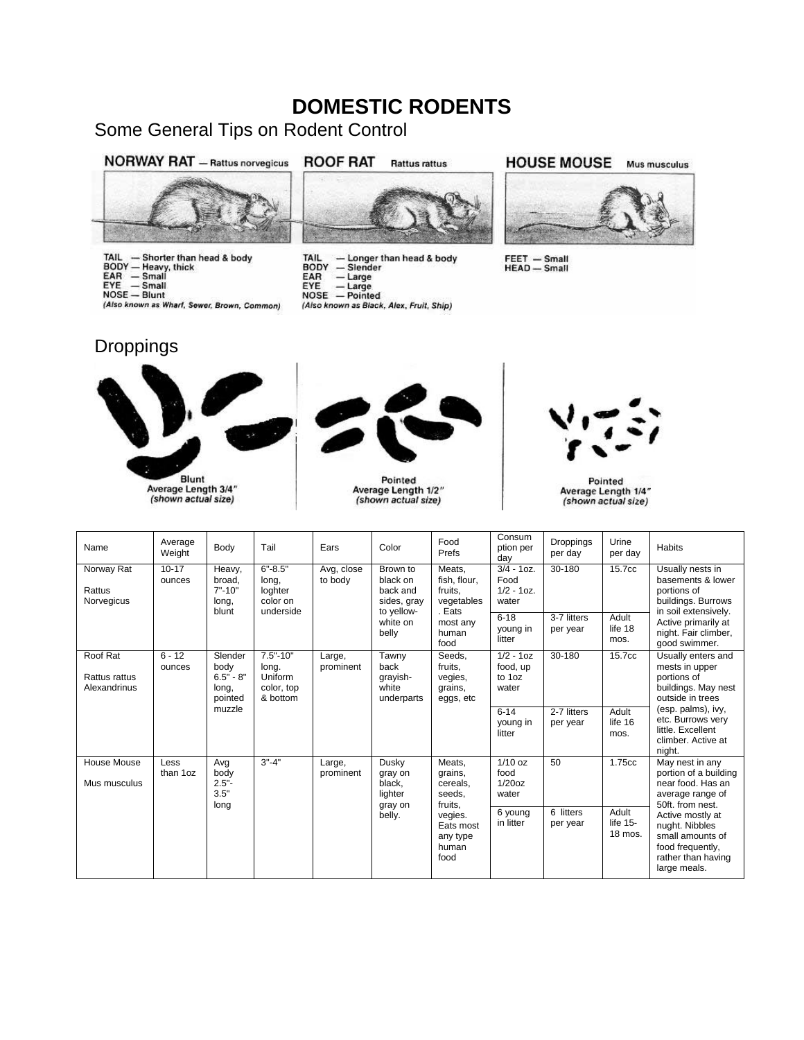# DOMESTIC RODENTS

## Some General Tips on Rodent Control

**NORWAY RAT** — Rattus norvegicus

TAIL — Shorter than head & body
BODY — Heavy, thick
EAR — Small
EYE — Small
NOSE — Blunt
*(Also known as Wharf, Sewer, Brown, Common)*

**ROOF RAT** Rattus rattus

TAIL — Longer than head & body
BODY — Slender
EAR — Large
EYE — Large
NOSE — Pointed
*(Also known as Black, Alex, Fruit, Ship)*

**HOUSE MOUSE** Mus musculus

FEET — Small
HEAD — Small

## Droppings

Blunt
Average Length 3/4"
*(shown actual size)*

Pointed
Average Length 1/2"
*(shown actual size)*

Pointed
Average Length 1/4"
*(shown actual size)*

| Name | Average Weight | Body | Tail | Ears | Color | Food Prefs | Consumption per day | Droppings per day | Urine per day | Habits |
|---|---|---|---|---|---|---|---|---|---|---|
| Norway Rat<br>Rattus Norvegicus | 10-17 ounces | Heavy, broad, 7"-10" long, blunt | 6"-8.5" long, loghter color on underside | Avg, close to body | Brown to black on back and sides, gray to yellow-white on belly | Meats, fish, flour, fruits, vegetables. Eats most any human food | 3/4 - 1oz. Food 1/2 - 1oz. water | 30-180 | 15.7cc | Usually nests in basements & lower portions of buildings. Burrows in soil extensively. Active primarily at night. Fair climber, good swimmer. |
| | | | | | | | 6-18 young in litter | 3-7 litters per year | Adult life 18 mos. | |
| Roof Rat<br>Rattus rattus Alexandrinus | 6 - 12 ounces | Slender body 6.5" - 8" long, pointed muzzle | 7.5"-10" long. Uniform color, top & bottom | Large, prominent | Tawny back grayish-white underparts | Seeds, fruits, vegies, grains, eggs, etc | 1/2 - 1oz food, up to 1oz water | 30-180 | 15.7cc | Usually enters and mests in upper portions of buildings. May nest outside in trees (esp. palms), ivy, etc. Burrows very little. Excellent climber. Active at night. |
| | | | | | | | 6-14 young in litter | 2-7 litters per year | Adult life 16 mos. | |
| House Mouse<br>Mus musculus | Less than 1oz | Avg body 2.5"-3.5" long | 3"-4" | Large, prominent | Dusky gray on black, lighter gray on belly. | Meats, grains, cereals, seeds, fruits, vegies. Eats most any type human food | 1/10 oz food 1/20oz water | 50 | 1.75cc | May nest in any portion of a building near food. Has an average range of 50ft. from nest. Active mostly at nught. Nibbles small amounts of food frequently, rather than having large meals. |
| | | | | | | | 6 young in litter | 6 litters per year | Adult life 15-18 mos. | |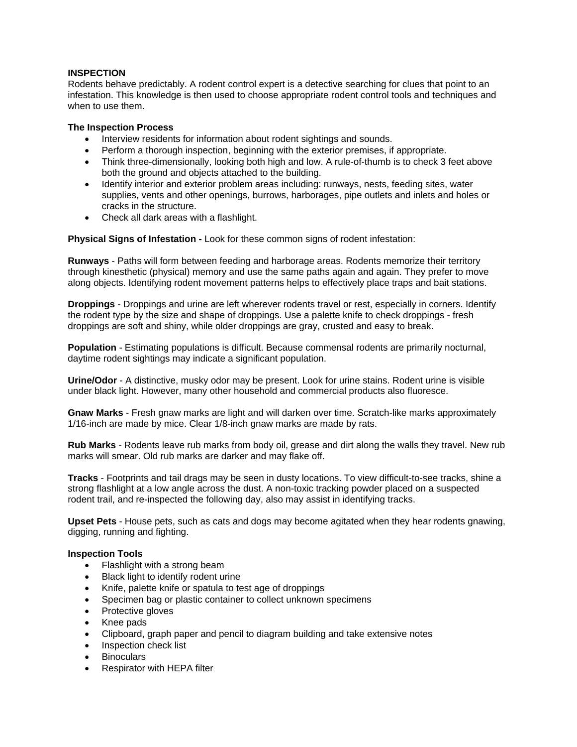**INSPECTION**

Rodents behave predictably. A rodent control expert is a detective searching for clues that point to an infestation. This knowledge is then used to choose appropriate rodent control tools and techniques and when to use them.

**The Inspection Process**

- Interview residents for information about rodent sightings and sounds.
- Perform a thorough inspection, beginning with the exterior premises, if appropriate.
- Think three-dimensionally, looking both high and low. A rule-of-thumb is to check 3 feet above both the ground and objects attached to the building.
- Identify interior and exterior problem areas including: runways, nests, feeding sites, water supplies, vents and other openings, burrows, harborages, pipe outlets and inlets and holes or cracks in the structure.
- Check all dark areas with a flashlight.

**Physical Signs of Infestation -** Look for these common signs of rodent infestation:

**Runways** - Paths will form between feeding and harborage areas. Rodents memorize their territory through kinesthetic (physical) memory and use the same paths again and again. They prefer to move along objects. Identifying rodent movement patterns helps to effectively place traps and bait stations.

**Droppings** - Droppings and urine are left wherever rodents travel or rest, especially in corners. Identify the rodent type by the size and shape of droppings. Use a palette knife to check droppings - fresh droppings are soft and shiny, while older droppings are gray, crusted and easy to break.

**Population** - Estimating populations is difficult. Because commensal rodents are primarily nocturnal, daytime rodent sightings may indicate a significant population.

**Urine/Odor** - A distinctive, musky odor may be present. Look for urine stains. Rodent urine is visible under black light. However, many other household and commercial products also fluoresce.

**Gnaw Marks** - Fresh gnaw marks are light and will darken over time. Scratch-like marks approximately 1/16-inch are made by mice. Clear 1/8-inch gnaw marks are made by rats.

**Rub Marks** - Rodents leave rub marks from body oil, grease and dirt along the walls they travel. New rub marks will smear. Old rub marks are darker and may flake off.

**Tracks** - Footprints and tail drags may be seen in dusty locations. To view difficult-to-see tracks, shine a strong flashlight at a low angle across the dust. A non-toxic tracking powder placed on a suspected rodent trail, and re-inspected the following day, also may assist in identifying tracks.

**Upset Pets** - House pets, such as cats and dogs may become agitated when they hear rodents gnawing, digging, running and fighting.

**Inspection Tools**

- Flashlight with a strong beam
- Black light to identify rodent urine
- Knife, palette knife or spatula to test age of droppings
- Specimen bag or plastic container to collect unknown specimens
- Protective gloves
- Knee pads
- Clipboard, graph paper and pencil to diagram building and take extensive notes
- Inspection check list
- Binoculars
- Respirator with HEPA filter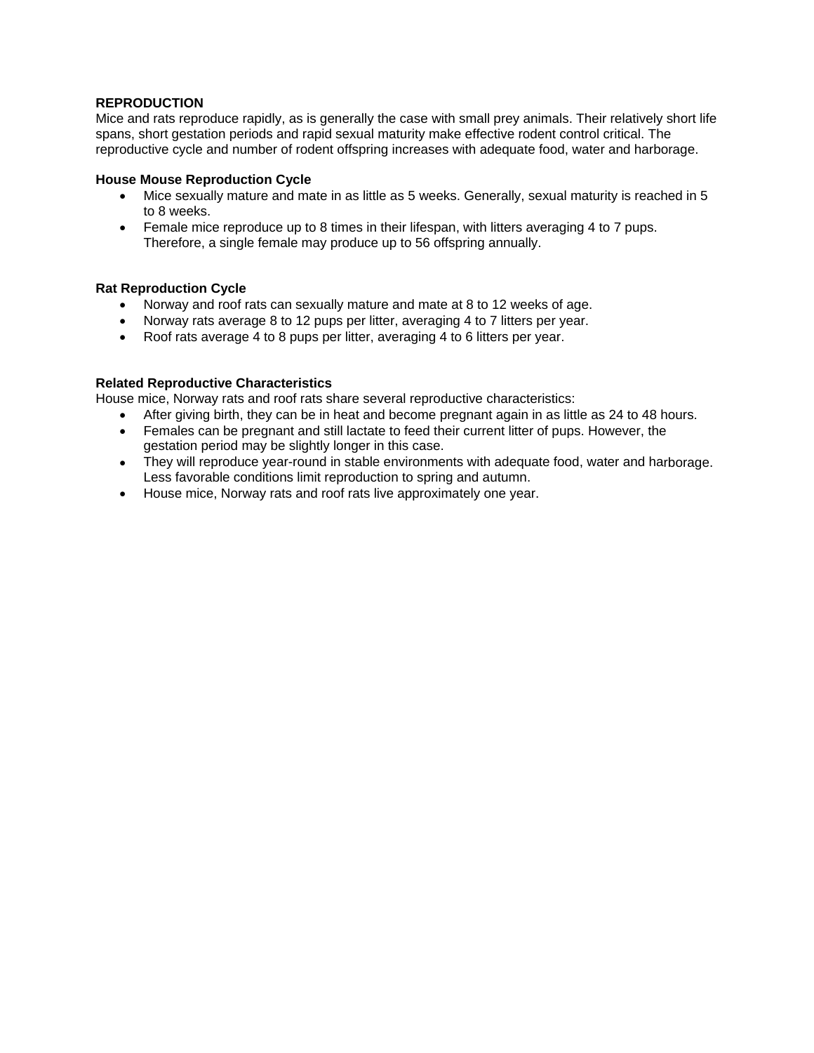## REPRODUCTION

Mice and rats reproduce rapidly, as is generally the case with small prey animals. Their relatively short life spans, short gestation periods and rapid sexual maturity make effective rodent control critical. The reproductive cycle and number of rodent offspring increases with adequate food, water and harborage.

### House Mouse Reproduction Cycle

- Mice sexually mature and mate in as little as 5 weeks. Generally, sexual maturity is reached in 5 to 8 weeks.
- Female mice reproduce up to 8 times in their lifespan, with litters averaging 4 to 7 pups. Therefore, a single female may produce up to 56 offspring annually.

### Rat Reproduction Cycle

- Norway and roof rats can sexually mature and mate at 8 to 12 weeks of age.
- Norway rats average 8 to 12 pups per litter, averaging 4 to 7 litters per year.
- Roof rats average 4 to 8 pups per litter, averaging 4 to 6 litters per year.

### Related Reproductive Characteristics

House mice, Norway rats and roof rats share several reproductive characteristics:

- After giving birth, they can be in heat and become pregnant again in as little as 24 to 48 hours.
- Females can be pregnant and still lactate to feed their current litter of pups. However, the gestation period may be slightly longer in this case.
- They will reproduce year-round in stable environments with adequate food, water and harborage. Less favorable conditions limit reproduction to spring and autumn.
- House mice, Norway rats and roof rats live approximately one year.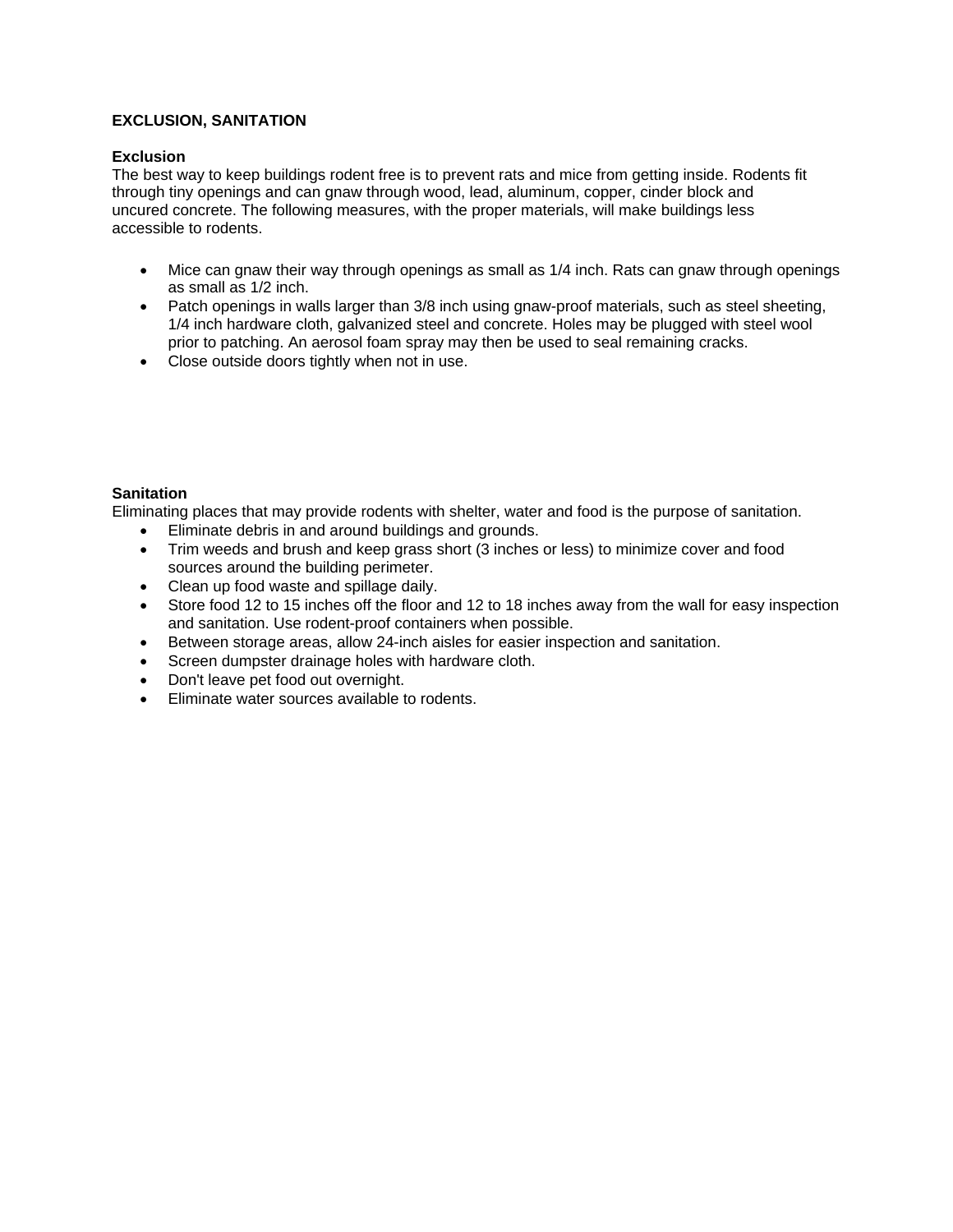## EXCLUSION, SANITATION

### Exclusion

The best way to keep buildings rodent free is to prevent rats and mice from getting inside. Rodents fit through tiny openings and can gnaw through wood, lead, aluminum, copper, cinder block and uncured concrete. The following measures, with the proper materials, will make buildings less accessible to rodents.

- Mice can gnaw their way through openings as small as 1/4 inch. Rats can gnaw through openings as small as 1/2 inch.
- Patch openings in walls larger than 3/8 inch using gnaw-proof materials, such as steel sheeting, 1/4 inch hardware cloth, galvanized steel and concrete. Holes may be plugged with steel wool prior to patching. An aerosol foam spray may then be used to seal remaining cracks.
- Close outside doors tightly when not in use.

### Sanitation

Eliminating places that may provide rodents with shelter, water and food is the purpose of sanitation.

- Eliminate debris in and around buildings and grounds.
- Trim weeds and brush and keep grass short (3 inches or less) to minimize cover and food sources around the building perimeter.
- Clean up food waste and spillage daily.
- Store food 12 to 15 inches off the floor and 12 to 18 inches away from the wall for easy inspection and sanitation. Use rodent-proof containers when possible.
- Between storage areas, allow 24-inch aisles for easier inspection and sanitation.
- Screen dumpster drainage holes with hardware cloth.
- Don't leave pet food out overnight.
- Eliminate water sources available to rodents.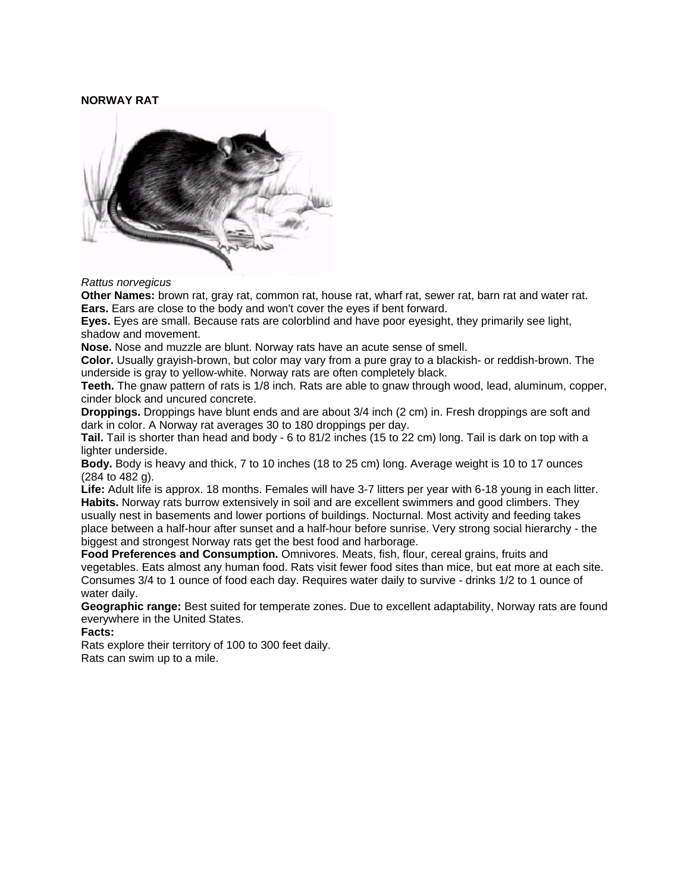**NORWAY RAT**

*Rattus norvegicus*

**Other Names:** brown rat, gray rat, common rat, house rat, wharf rat, sewer rat, barn rat and water rat.

**Ears.** Ears are close to the body and won't cover the eyes if bent forward.

**Eyes.** Eyes are small. Because rats are colorblind and have poor eyesight, they primarily see light, shadow and movement.

**Nose.** Nose and muzzle are blunt. Norway rats have an acute sense of smell.

**Color.** Usually grayish-brown, but color may vary from a pure gray to a blackish- or reddish-brown. The underside is gray to yellow-white. Norway rats are often completely black.

**Teeth.** The gnaw pattern of rats is 1/8 inch. Rats are able to gnaw through wood, lead, aluminum, copper, cinder block and uncured concrete.

**Droppings.** Droppings have blunt ends and are about 3/4 inch (2 cm) in. Fresh droppings are soft and dark in color. A Norway rat averages 30 to 180 droppings per day.

**Tail.** Tail is shorter than head and body - 6 to 81/2 inches (15 to 22 cm) long. Tail is dark on top with a lighter underside.

**Body.** Body is heavy and thick, 7 to 10 inches (18 to 25 cm) long. Average weight is 10 to 17 ounces (284 to 482 g).

**Life:** Adult life is approx. 18 months. Females will have 3-7 litters per year with 6-18 young in each litter.

**Habits.** Norway rats burrow extensively in soil and are excellent swimmers and good climbers. They usually nest in basements and lower portions of buildings. Nocturnal. Most activity and feeding takes place between a half-hour after sunset and a half-hour before sunrise. Very strong social hierarchy - the biggest and strongest Norway rats get the best food and harborage.

**Food Preferences and Consumption.** Omnivores. Meats, fish, flour, cereal grains, fruits and vegetables. Eats almost any human food. Rats visit fewer food sites than mice, but eat more at each site. Consumes 3/4 to 1 ounce of food each day. Requires water daily to survive - drinks 1/2 to 1 ounce of water daily.

**Geographic range:** Best suited for temperate zones. Due to excellent adaptability, Norway rats are found everywhere in the United States.

**Facts:**

Rats explore their territory of 100 to 300 feet daily.

Rats can swim up to a mile.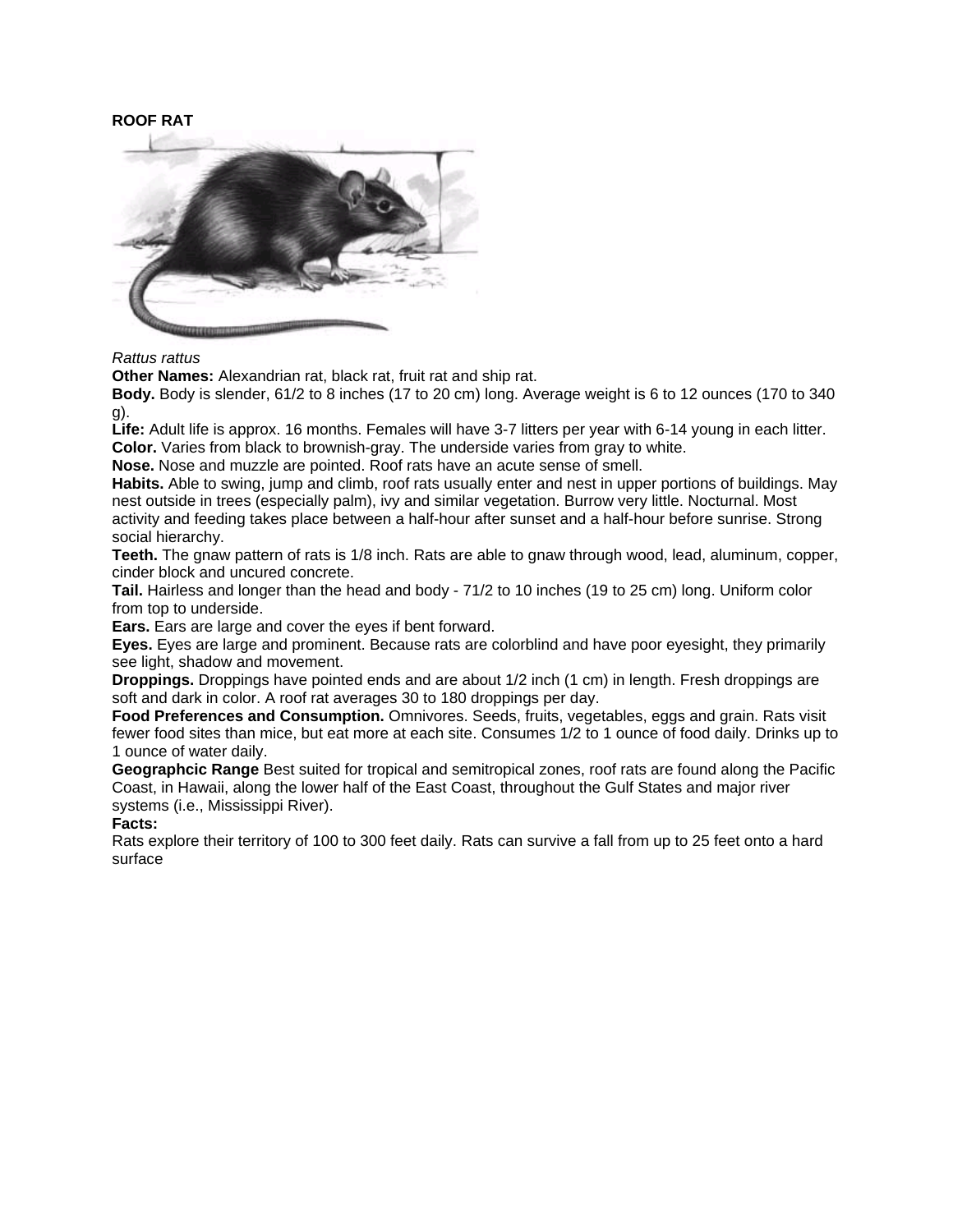**ROOF RAT**

*Rattus rattus*

**Other Names:** Alexandrian rat, black rat, fruit rat and ship rat.

**Body.** Body is slender, 61/2 to 8 inches (17 to 20 cm) long. Average weight is 6 to 12 ounces (170 to 340 g).

**Life:** Adult life is approx. 16 months. Females will have 3-7 litters per year with 6-14 young in each litter.

**Color.** Varies from black to brownish-gray. The underside varies from gray to white.

**Nose.** Nose and muzzle are pointed. Roof rats have an acute sense of smell.

**Habits.** Able to swing, jump and climb, roof rats usually enter and nest in upper portions of buildings. May nest outside in trees (especially palm), ivy and similar vegetation. Burrow very little. Nocturnal. Most activity and feeding takes place between a half-hour after sunset and a half-hour before sunrise. Strong social hierarchy.

**Teeth.** The gnaw pattern of rats is 1/8 inch. Rats are able to gnaw through wood, lead, aluminum, copper, cinder block and uncured concrete.

**Tail.** Hairless and longer than the head and body - 71/2 to 10 inches (19 to 25 cm) long. Uniform color from top to underside.

**Ears.** Ears are large and cover the eyes if bent forward.

**Eyes.** Eyes are large and prominent. Because rats are colorblind and have poor eyesight, they primarily see light, shadow and movement.

**Droppings.** Droppings have pointed ends and are about 1/2 inch (1 cm) in length. Fresh droppings are soft and dark in color. A roof rat averages 30 to 180 droppings per day.

**Food Preferences and Consumption.** Omnivores. Seeds, fruits, vegetables, eggs and grain. Rats visit fewer food sites than mice, but eat more at each site. Consumes 1/2 to 1 ounce of food daily. Drinks up to 1 ounce of water daily.

**Geographcic Range** Best suited for tropical and semitropical zones, roof rats are found along the Pacific Coast, in Hawaii, along the lower half of the East Coast, throughout the Gulf States and major river systems (i.e., Mississippi River).

**Facts:**

Rats explore their territory of 100 to 300 feet daily. Rats can survive a fall from up to 25 feet onto a hard surface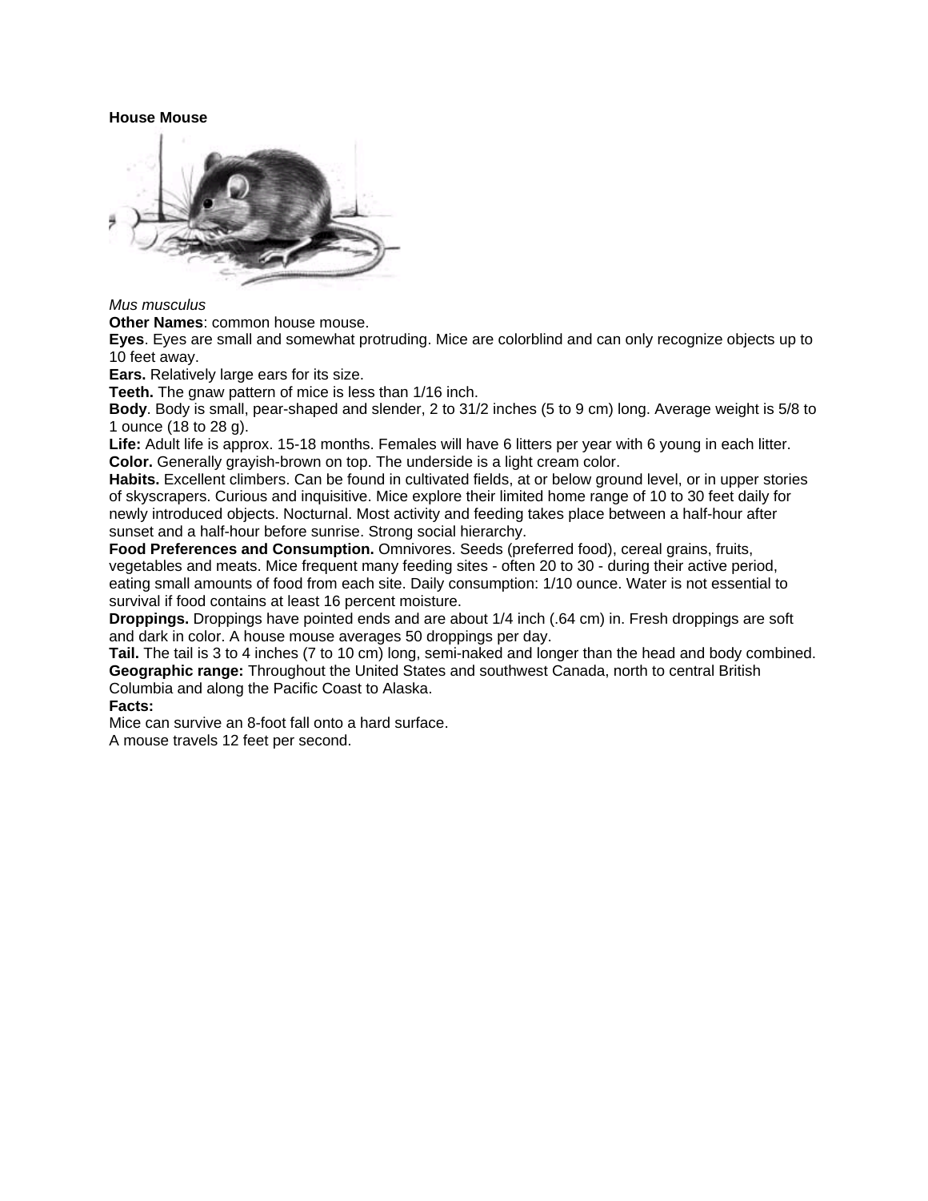**House Mouse**

*Mus musculus*

**Other Names**: common house mouse.

**Eyes**. Eyes are small and somewhat protruding. Mice are colorblind and can only recognize objects up to 10 feet away.

**Ears.** Relatively large ears for its size.

**Teeth.** The gnaw pattern of mice is less than 1/16 inch.

**Body**. Body is small, pear-shaped and slender, 2 to 31/2 inches (5 to 9 cm) long. Average weight is 5/8 to 1 ounce (18 to 28 g).

**Life:** Adult life is approx. 15-18 months. Females will have 6 litters per year with 6 young in each litter.

**Color.** Generally grayish-brown on top. The underside is a light cream color.

**Habits.** Excellent climbers. Can be found in cultivated fields, at or below ground level, or in upper stories of skyscrapers. Curious and inquisitive. Mice explore their limited home range of 10 to 30 feet daily for newly introduced objects. Nocturnal. Most activity and feeding takes place between a half-hour after sunset and a half-hour before sunrise. Strong social hierarchy.

**Food Preferences and Consumption.** Omnivores. Seeds (preferred food), cereal grains, fruits, vegetables and meats. Mice frequent many feeding sites - often 20 to 30 - during their active period, eating small amounts of food from each site. Daily consumption: 1/10 ounce. Water is not essential to survival if food contains at least 16 percent moisture.

**Droppings.** Droppings have pointed ends and are about 1/4 inch (.64 cm) in. Fresh droppings are soft and dark in color. A house mouse averages 50 droppings per day.

**Tail.** The tail is 3 to 4 inches (7 to 10 cm) long, semi-naked and longer than the head and body combined.

**Geographic range:** Throughout the United States and southwest Canada, north to central British Columbia and along the Pacific Coast to Alaska.

**Facts:**

Mice can survive an 8-foot fall onto a hard surface.

A mouse travels 12 feet per second.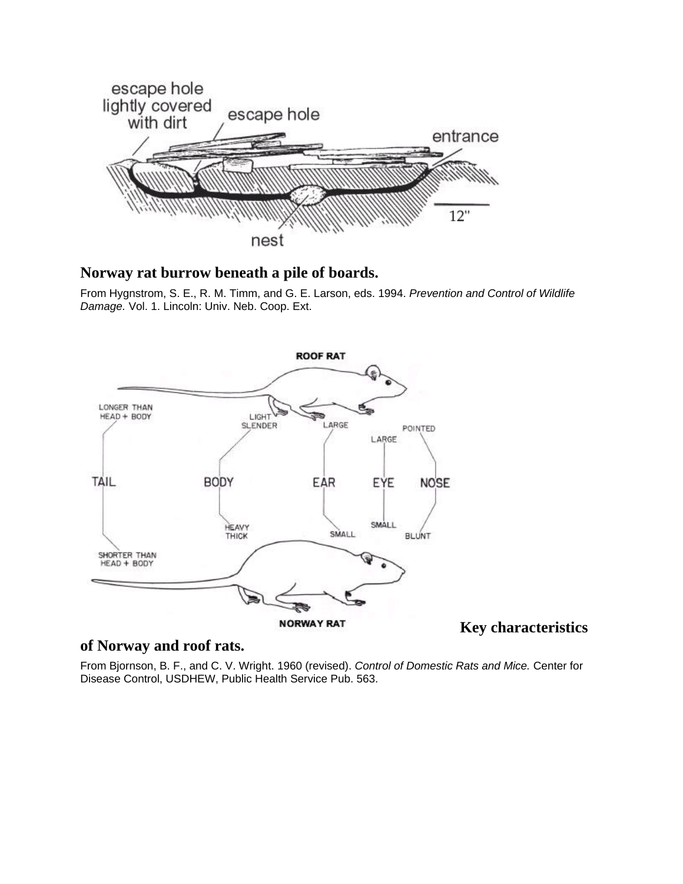**Norway rat burrow beneath a pile of boards.**

From Hygnstrom, S. E., R. M. Timm, and G. E. Larson, eds. 1994. *Prevention and Control of Wildlife Damage.* Vol. 1. Lincoln: Univ. Neb. Coop. Ext.

**Key characteristics of Norway and roof rats.**

From Bjornson, B. F., and C. V. Wright. 1960 (revised). *Control of Domestic Rats and Mice.* Center for Disease Control, USDHEW, Public Health Service Pub. 563.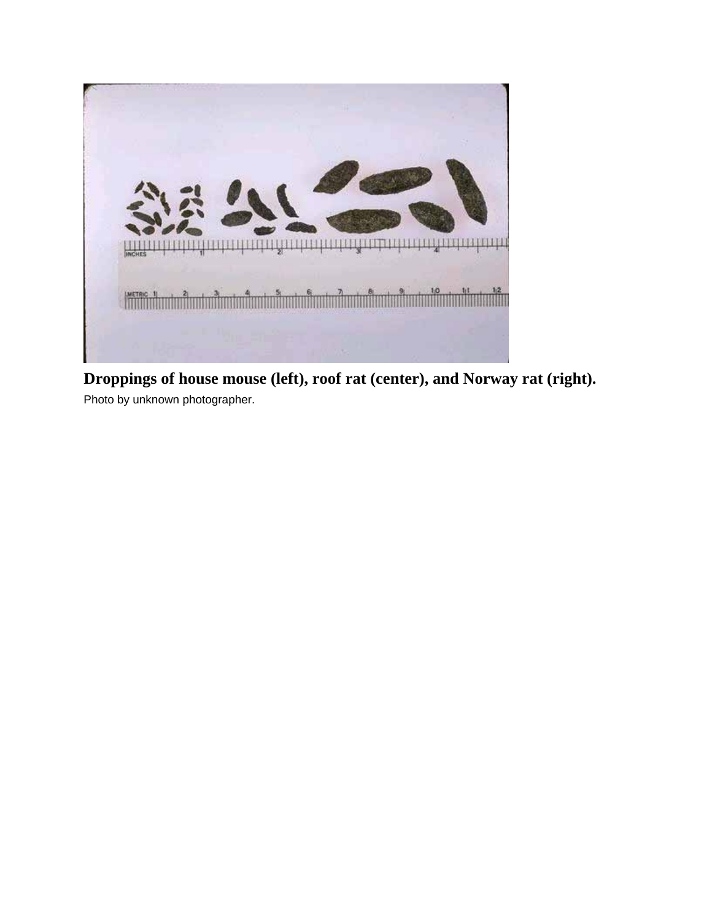**Droppings of house mouse (left), roof rat (center), and Norway rat (right).**

Photo by unknown photographer.